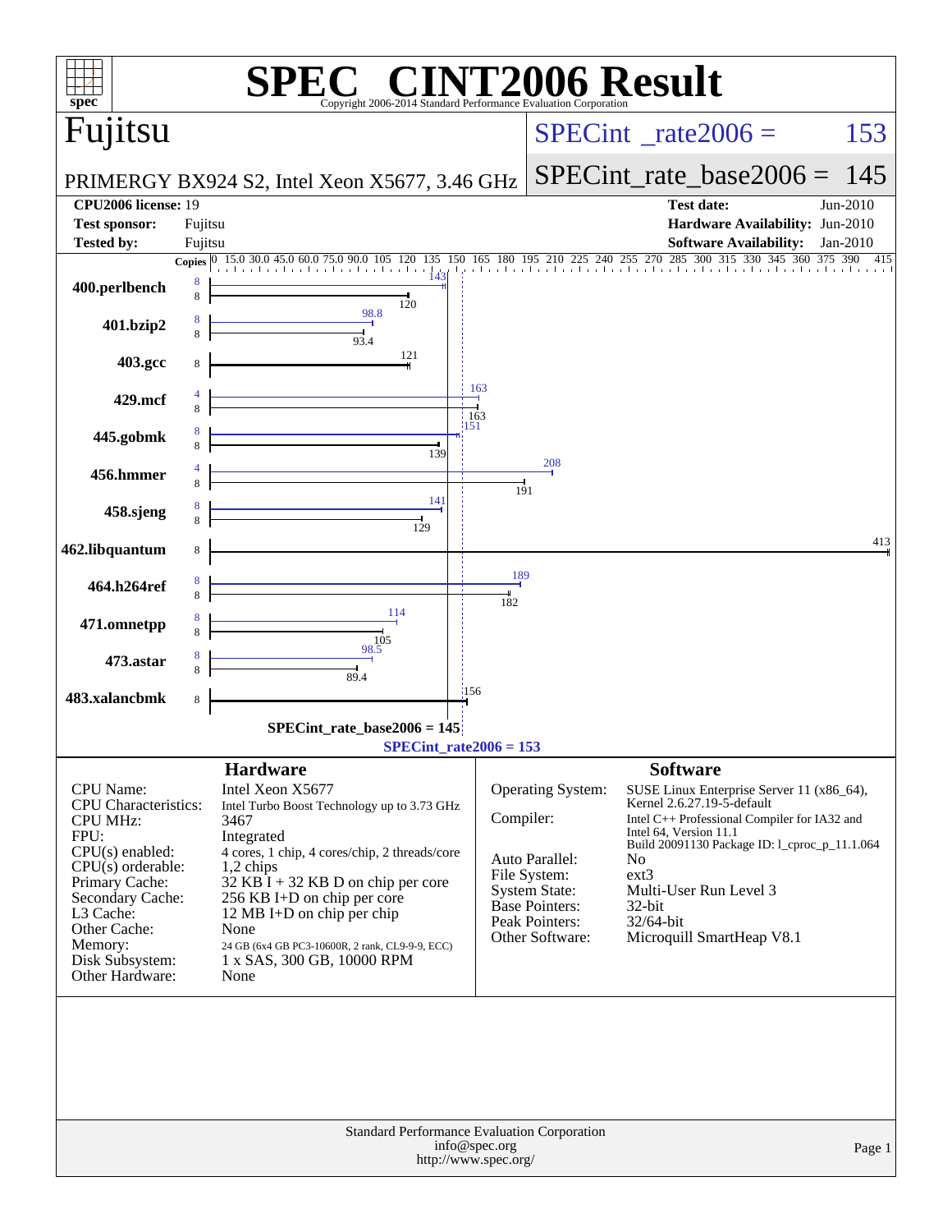# SPEC CINT2006 Result

Copyright 2006-2014 Standard Performance Evaluation Corporation

## Fujitsu

PRIMERGY BX924 S2, Intel Xeon X5677, 3.46 GHz

SPECint_rate2006 = 153

SPECint_rate_base2006 = 145

| | | | |
|---|---|---|---|
| **CPU2006 license:** | 19 | **Test date:** | Jun-2010 |
| **Test sponsor:** | Fujitsu | **Hardware Availability:** | Jun-2010 |
| **Tested by:** | Fujitsu | **Software Availability:** | Jan-2010 |

| Benchmark | Copies (peak) | Peak | Copies (base) | Base |
|---|---|---|---|---|
| 400.perlbench | 8 | 143 | 8 | 120 |
| 401.bzip2 | 8 | 98.8 | 8 | 93.4 |
| 403.gcc | | | 8 | 121 |
| 429.mcf | 4 | 163 | 8 | 163 |
| 445.gobmk | 8 | 151 | 8 | 139 |
| 456.hmmer | 4 | 208 | 8 | 191 |
| 458.sjeng | 8 | 141 | 8 | 129 |
| 462.libquantum | | | 8 | 413 |
| 464.h264ref | 8 | 189 | 8 | 182 |
| 471.omnetpp | 8 | 114 | 8 | 105 |
| 473.astar | 8 | 98.5 | 8 | 89.4 |
| 483.xalancbmk | | | 8 | 156 |

SPECint_rate_base2006 = 145

SPECint_rate2006 = 153

## Hardware

| | |
|---|---|
| CPU Name: | Intel Xeon X5677 |
| CPU Characteristics: | Intel Turbo Boost Technology up to 3.73 GHz |
| CPU MHz: | 3467 |
| FPU: | Integrated |
| CPU(s) enabled: | 4 cores, 1 chip, 4 cores/chip, 2 threads/core |
| CPU(s) orderable: | 1,2 chips |
| Primary Cache: | 32 KB I + 32 KB D on chip per core |
| Secondary Cache: | 256 KB I+D on chip per core |
| L3 Cache: | 12 MB I+D on chip per chip |
| Other Cache: | None |
| Memory: | 24 GB (6x4 GB PC3-10600R, 2 rank, CL9-9-9, ECC) |
| Disk Subsystem: | 1 x SAS, 300 GB, 10000 RPM |
| Other Hardware: | None |

## Software

| | |
|---|---|
| Operating System: | SUSE Linux Enterprise Server 11 (x86_64), Kernel 2.6.27.19-5-default |
| Compiler: | Intel C++ Professional Compiler for IA32 and Intel 64, Version 11.1 Build 20091130 Package ID: l_cproc_p_11.1.064 |
| Auto Parallel: | No |
| File System: | ext3 |
| System State: | Multi-User Run Level 3 |
| Base Pointers: | 32-bit |
| Peak Pointers: | 32/64-bit |
| Other Software: | Microquill SmartHeap V8.1 |

Standard Performance Evaluation Corporation
info@spec.org
http://www.spec.org/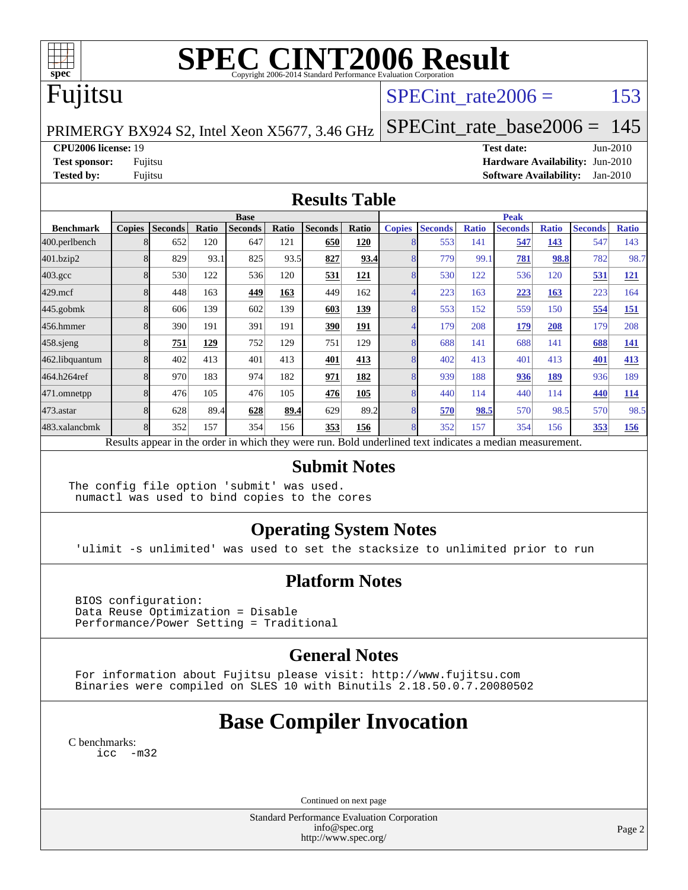# SPEC CINT2006 Result

Copyright 2006-2014 Standard Performance Evaluation Corporation

## Fujitsu

PRIMERGY BX924 S2, Intel Xeon X5677, 3.46 GHz

SPECint_rate2006 = 153

SPECint_rate_base2006 = 145

**CPU2006 license:** 19
**Test sponsor:** Fujitsu
**Tested by:** Fujitsu

**Test date:** Jun-2010
**Hardware Availability:** Jun-2010
**Software Availability:** Jan-2010

## Results Table

| Benchmark | Base | | | | | | | Peak | | | | | | |
|---|---|---|---|---|---|---|---|---|---|---|---|---|---|---|
| | Copies | Seconds | Ratio | Seconds | Ratio | Seconds | Ratio | Copies | Seconds | Ratio | Seconds | Ratio | Seconds | Ratio |
| 400.perlbench | 8 | 652 | 120 | 647 | 121 | **650** | **120** | 8 | 553 | 141 | **547** | **143** | 547 | 143 |
| 401.bzip2 | 8 | 829 | 93.1 | 825 | 93.5 | **827** | **93.4** | 8 | 779 | 99.1 | **781** | **98.8** | 782 | 98.7 |
| 403.gcc | 8 | 530 | 122 | 536 | 120 | **531** | **121** | 8 | 530 | 122 | 536 | 120 | **531** | **121** |
| 429.mcf | 8 | 448 | 163 | **449** | **163** | 449 | 162 | 4 | 223 | 163 | **223** | **163** | 223 | 164 |
| 445.gobmk | 8 | 606 | 139 | 602 | 139 | **603** | **139** | 8 | 553 | 152 | 559 | 150 | **554** | **151** |
| 456.hmmer | 8 | 390 | 191 | 391 | 191 | **390** | **191** | 4 | 179 | 208 | **179** | **208** | 179 | 208 |
| 458.sjeng | 8 | **751** | **129** | 752 | 129 | 751 | 129 | 8 | 688 | 141 | 688 | 141 | **688** | **141** |
| 462.libquantum | 8 | 402 | 413 | 401 | 413 | **401** | **413** | 8 | 402 | 413 | 401 | 413 | **401** | **413** |
| 464.h264ref | 8 | 970 | 183 | 974 | 182 | **971** | **182** | 8 | 939 | 188 | **936** | **189** | 936 | 189 |
| 471.omnetpp | 8 | 476 | 105 | 476 | 105 | **476** | **105** | 8 | 440 | 114 | 440 | 114 | **440** | **114** |
| 473.astar | 8 | 628 | 89.4 | **628** | **89.4** | 629 | 89.2 | 8 | **570** | **98.5** | 570 | 98.5 | 570 | 98.5 |
| 483.xalancbmk | 8 | 352 | 157 | 354 | 156 | **353** | **156** | 8 | 352 | 157 | 354 | 156 | **353** | **156** |

Results appear in the order in which they were run. Bold underlined text indicates a median measurement.

## Submit Notes

```
The config file option 'submit' was used.
 numactl was used to bind copies to the cores
```

## Operating System Notes

```
'ulimit -s unlimited' was used to set the stacksize to unlimited prior to run
```

## Platform Notes

```
BIOS configuration:
Data Reuse Optimization = Disable
Performance/Power Setting = Traditional
```

## General Notes

```
For information about Fujitsu please visit: http://www.fujitsu.com
Binaries were compiled on SLES 10 with Binutils 2.18.50.0.7.20080502
```

# Base Compiler Invocation

C benchmarks:

```
icc  -m32
```

Continued on next page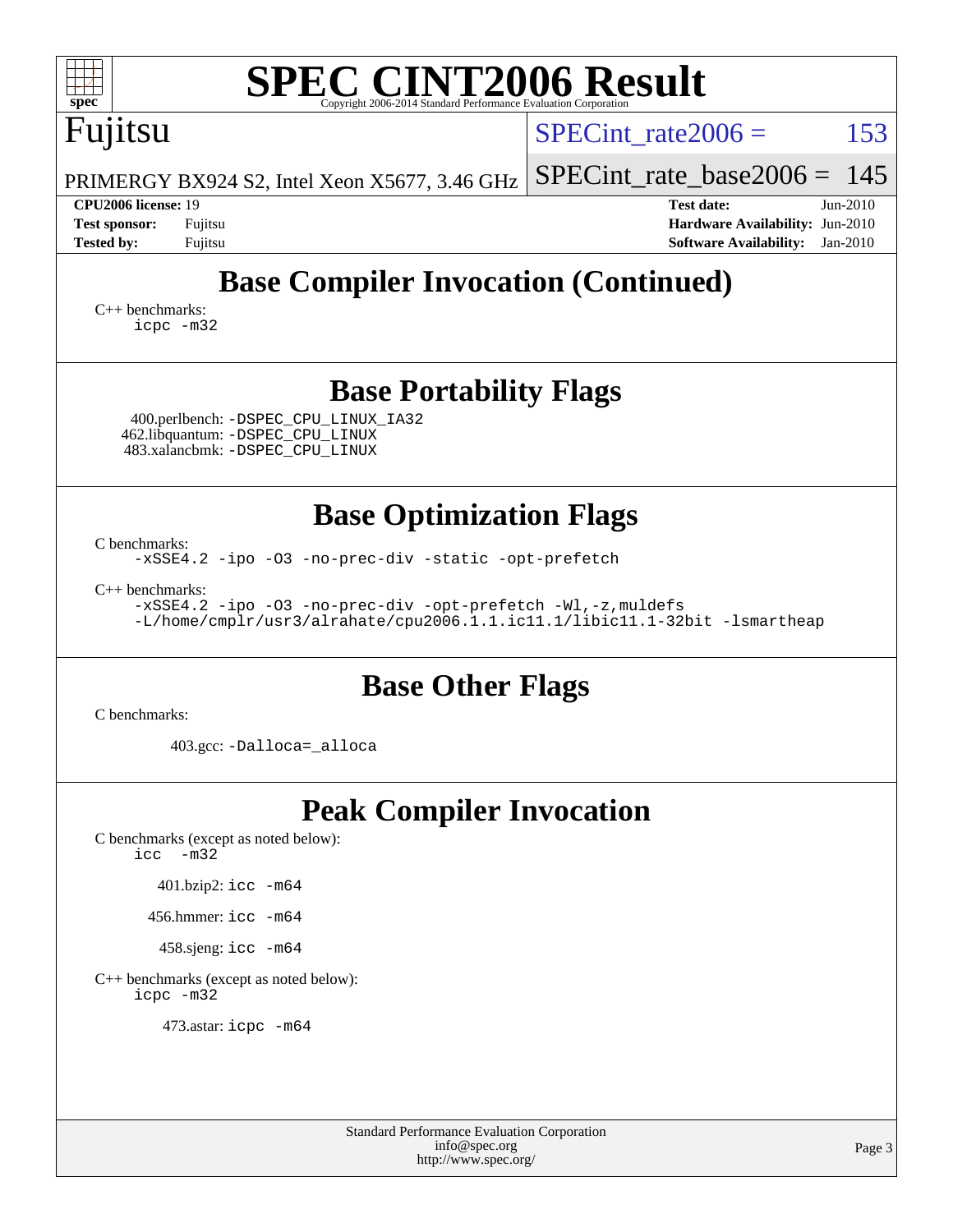## Base Compiler Invocation (Continued)

C++ benchmarks:
```
icpc -m32
```

## Base Portability Flags

400.perlbench: `-DSPEC_CPU_LINUX_IA32`
462.libquantum: `-DSPEC_CPU_LINUX`
483.xalancbmk: `-DSPEC_CPU_LINUX`

## Base Optimization Flags

C benchmarks:
```
-xSSE4.2 -ipo -O3 -no-prec-div -static -opt-prefetch
```

C++ benchmarks:
```
-xSSE4.2 -ipo -O3 -no-prec-div -opt-prefetch -Wl,-z,muldefs
-L/home/cmplr/usr3/alrahate/cpu2006.1.1.ic11.1/libic11.1-32bit -lsmartheap
```

## Base Other Flags

C benchmarks:

403.gcc: `-Dalloca=_alloca`

## Peak Compiler Invocation

C benchmarks (except as noted below):
```
icc  -m32
```

401.bzip2: `icc -m64`

456.hmmer: `icc -m64`

458.sjeng: `icc -m64`

C++ benchmarks (except as noted below):
```
icpc -m32
```

473.astar: `icpc -m64`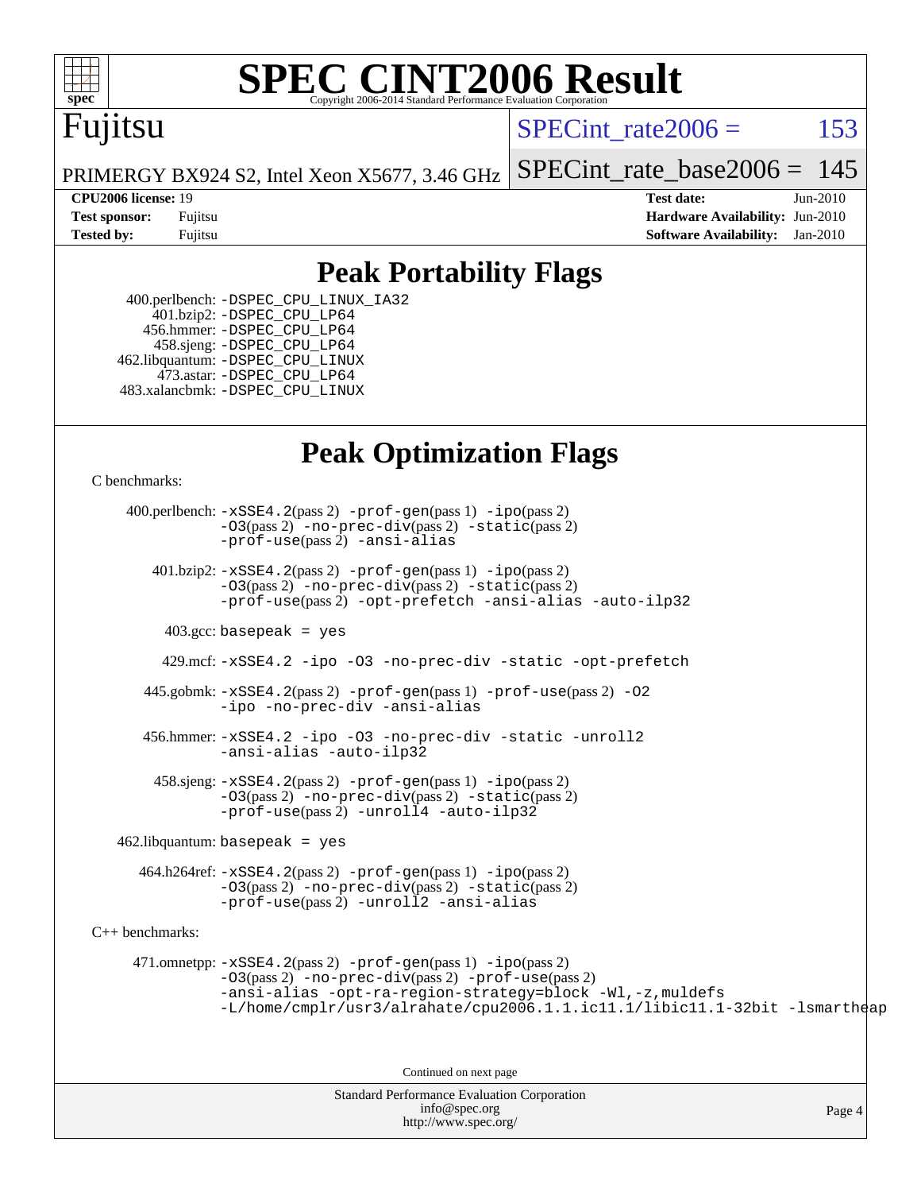# SPEC CINT2006 Result

Copyright 2006-2014 Standard Performance Evaluation Corporation

**Fujitsu**

PRIMERGY BX924 S2, Intel Xeon X5677, 3.46 GHz

SPECint_rate2006 = 153

SPECint_rate_base2006 = 145

| | | | |
|---|---|---|---|
| **CPU2006 license:** 19 | | **Test date:** | Jun-2010 |
| **Test sponsor:** | Fujitsu | **Hardware Availability:** | Jun-2010 |
| **Tested by:** | Fujitsu | **Software Availability:** | Jan-2010 |

## Peak Portability Flags

400.perlbench: -DSPEC_CPU_LINUX_IA32
401.bzip2: -DSPEC_CPU_LP64
456.hmmer: -DSPEC_CPU_LP64
458.sjeng: -DSPEC_CPU_LP64
462.libquantum: -DSPEC_CPU_LINUX
473.astar: -DSPEC_CPU_LP64
483.xalancbmk: -DSPEC_CPU_LINUX

## Peak Optimization Flags

C benchmarks:

400.perlbench: -xSSE4.2(pass 2) -prof-gen(pass 1) -ipo(pass 2) -O3(pass 2) -no-prec-div(pass 2) -static(pass 2) -prof-use(pass 2) -ansi-alias

401.bzip2: -xSSE4.2(pass 2) -prof-gen(pass 1) -ipo(pass 2) -O3(pass 2) -no-prec-div(pass 2) -static(pass 2) -prof-use(pass 2) -opt-prefetch -ansi-alias -auto-ilp32

403.gcc: basepeak = yes

429.mcf: -xSSE4.2 -ipo -O3 -no-prec-div -static -opt-prefetch

445.gobmk: -xSSE4.2(pass 2) -prof-gen(pass 1) -prof-use(pass 2) -O2 -ipo -no-prec-div -ansi-alias

456.hmmer: -xSSE4.2 -ipo -O3 -no-prec-div -static -unroll2 -ansi-alias -auto-ilp32

458.sjeng: -xSSE4.2(pass 2) -prof-gen(pass 1) -ipo(pass 2) -O3(pass 2) -no-prec-div(pass 2) -static(pass 2) -prof-use(pass 2) -unroll4 -auto-ilp32

462.libquantum: basepeak = yes

464.h264ref: -xSSE4.2(pass 2) -prof-gen(pass 1) -ipo(pass 2) -O3(pass 2) -no-prec-div(pass 2) -static(pass 2) -prof-use(pass 2) -unroll2 -ansi-alias

C++ benchmarks:

471.omnetpp: -xSSE4.2(pass 2) -prof-gen(pass 1) -ipo(pass 2) -O3(pass 2) -no-prec-div(pass 2) -prof-use(pass 2) -ansi-alias -opt-ra-region-strategy=block -Wl,-z,muldefs -L/home/cmplr/usr3/alrahate/cpu2006.1.1.ic11.1/libic11.1-32bit -lsmartheap

Continued on next page

Standard Performance Evaluation Corporation
info@spec.org
http://www.spec.org/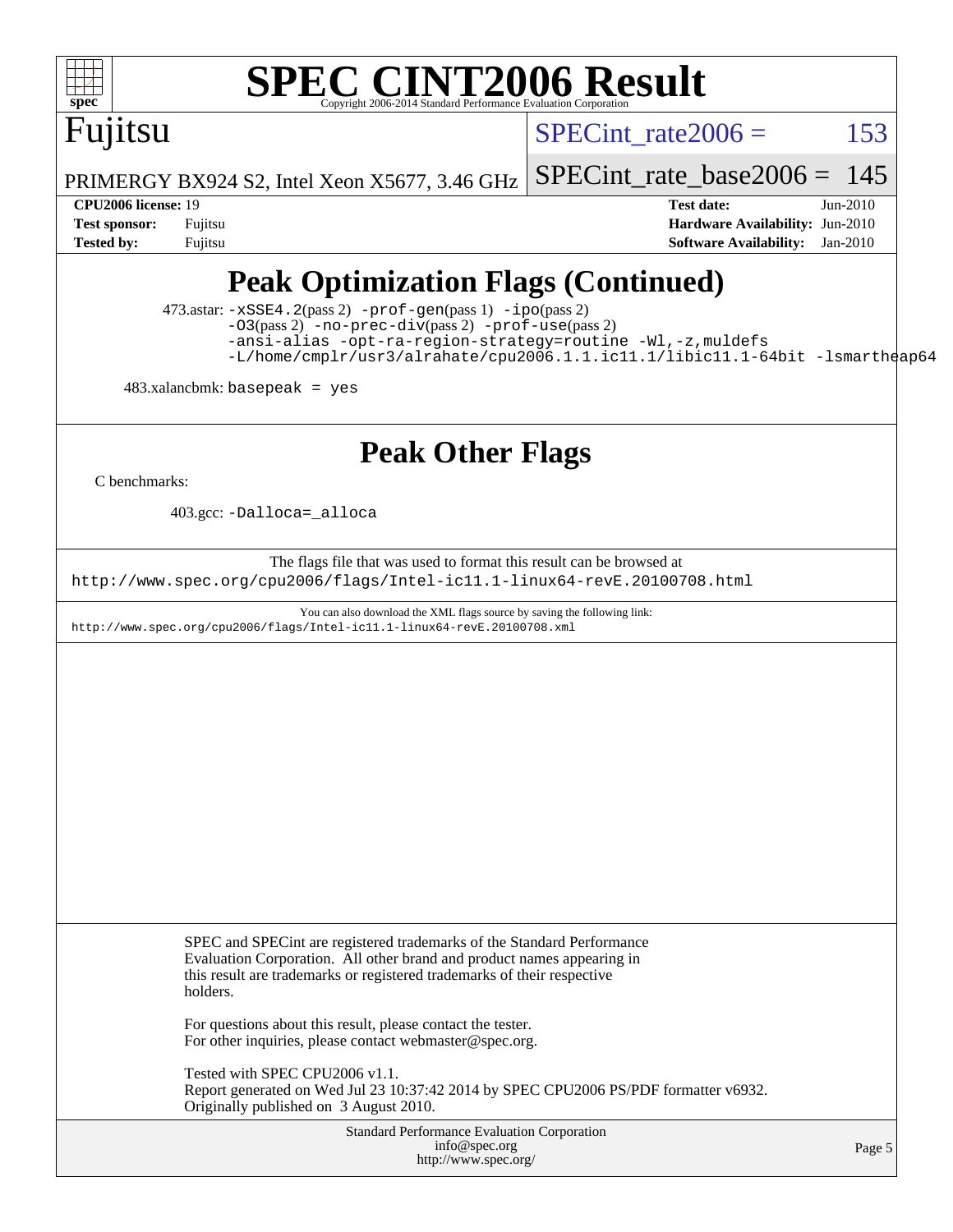# SPEC CINT2006 Result

Copyright 2006-2014 Standard Performance Evaluation Corporation

Fujitsu

PRIMERGY BX924 S2, Intel Xeon X5677, 3.46 GHz

SPECint_rate2006 = 153

SPECint_rate_base2006 = 145

**CPU2006 license:** 19
**Test sponsor:** Fujitsu
**Tested by:** Fujitsu

**Test date:** Jun-2010
**Hardware Availability:** Jun-2010
**Software Availability:** Jan-2010

## Peak Optimization Flags (Continued)

473.astar: -xSSE4.2(pass 2) -prof-gen(pass 1) -ipo(pass 2) -O3(pass 2) -no-prec-div(pass 2) -prof-use(pass 2) -ansi-alias -opt-ra-region-strategy=routine -Wl,-z,muldefs -L/home/cmplr/usr3/alrahate/cpu2006.1.1.ic11.1/libic11.1-64bit -lsmartheap64

483.xalancbmk: basepeak = yes

## Peak Other Flags

C benchmarks:

403.gcc: -Dalloca=_alloca

The flags file that was used to format this result can be browsed at
http://www.spec.org/cpu2006/flags/Intel-ic11.1-linux64-revE.20100708.html

You can also download the XML flags source by saving the following link:
http://www.spec.org/cpu2006/flags/Intel-ic11.1-linux64-revE.20100708.xml

SPEC and SPECint are registered trademarks of the Standard Performance Evaluation Corporation. All other brand and product names appearing in this result are trademarks or registered trademarks of their respective holders.

For questions about this result, please contact the tester.
For other inquiries, please contact webmaster@spec.org.

Tested with SPEC CPU2006 v1.1.
Report generated on Wed Jul 23 10:37:42 2014 by SPEC CPU2006 PS/PDF formatter v6932.
Originally published on 3 August 2010.

Standard Performance Evaluation Corporation
info@spec.org
http://www.spec.org/